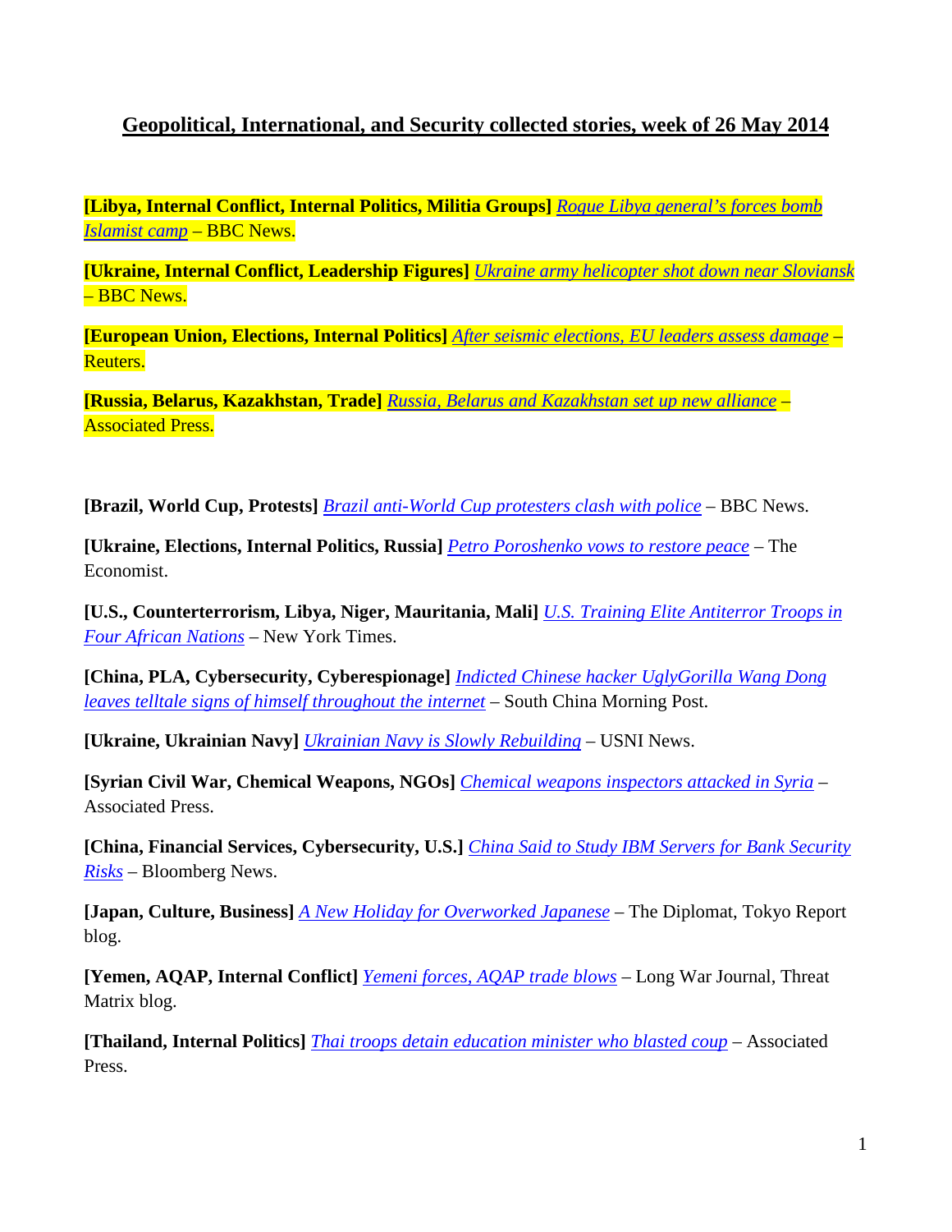## Geopolitical, International, and Security collected stories, week of 26 May 2014

**[Libya, Internal Conflict, Internal Politics, Militia Groups]** *Rogue Libya general's forces bomb Islamist camp* – BBC News.

**[Ukraine, Internal Conflict, Leadership Figures]** *Ukraine army helicopter shot down near Sloviansk* – BBC News.

**[European Union, Elections, Internal Politics]** *After seismic elections, EU leaders assess damage* – Reuters.

**[Russia, Belarus, Kazakhstan, Trade]** *Russia, Belarus and Kazakhstan set up new alliance* – Associated Press.

**[Brazil, World Cup, Protests]** *Brazil anti-World Cup protesters clash with police* – BBC News.

**[Ukraine, Elections, Internal Politics, Russia]** *Petro Poroshenko vows to restore peace* – The Economist.

**[U.S., Counterterrorism, Libya, Niger, Mauritania, Mali]** *U.S. Training Elite Antiterror Troops in Four African Nations* – New York Times.

**[China, PLA, Cybersecurity, Cyberespionage]** *Indicted Chinese hacker UglyGorilla Wang Dong leaves telltale signs of himself throughout the internet* – South China Morning Post.

**[Ukraine, Ukrainian Navy]** *Ukrainian Navy is Slowly Rebuilding* – USNI News.

**[Syrian Civil War, Chemical Weapons, NGOs]** *Chemical weapons inspectors attacked in Syria* – Associated Press.

**[China, Financial Services, Cybersecurity, U.S.]** *China Said to Study IBM Servers for Bank Security Risks* – Bloomberg News.

**[Japan, Culture, Business]** *A New Holiday for Overworked Japanese* – The Diplomat, Tokyo Report blog.

**[Yemen, AQAP, Internal Conflict]** *Yemeni forces, AQAP trade blows* – Long War Journal, Threat Matrix blog.

**[Thailand, Internal Politics]** *Thai troops detain education minister who blasted coup* – Associated Press.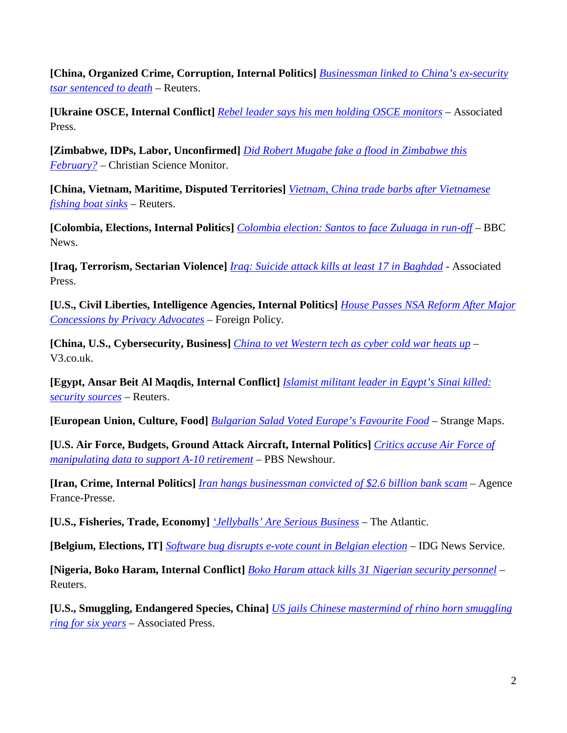**[China, Organized Crime, Corruption, Internal Politics]** *Businessman linked to China's ex-security tsar sentenced to death* – Reuters.

**[Ukraine OSCE, Internal Conflict]** *Rebel leader says his men holding OSCE monitors* – Associated Press.

**[Zimbabwe, IDPs, Labor, Unconfirmed]** *Did Robert Mugabe fake a flood in Zimbabwe this February?* – Christian Science Monitor.

**[China, Vietnam, Maritime, Disputed Territories]** *Vietnam, China trade barbs after Vietnamese fishing boat sinks* – Reuters.

**[Colombia, Elections, Internal Politics]** *Colombia election: Santos to face Zuluaga in run-off* – BBC News.

**[Iraq, Terrorism, Sectarian Violence]** *Iraq: Suicide attack kills at least 17 in Baghdad* - Associated Press.

**[U.S., Civil Liberties, Intelligence Agencies, Internal Politics]** *House Passes NSA Reform After Major Concessions by Privacy Advocates* – Foreign Policy.

**[China, U.S., Cybersecurity, Business]** *China to vet Western tech as cyber cold war heats up* – V3.co.uk.

**[Egypt, Ansar Beit Al Maqdis, Internal Conflict]** *Islamist militant leader in Egypt's Sinai killed: security sources* – Reuters.

**[European Union, Culture, Food]** *Bulgarian Salad Voted Europe's Favourite Food* – Strange Maps.

**[U.S. Air Force, Budgets, Ground Attack Aircraft, Internal Politics]** *Critics accuse Air Force of manipulating data to support A-10 retirement* – PBS Newshour.

**[Iran, Crime, Internal Politics]** *Iran hangs businessman convicted of $2.6 billion bank scam* – Agence France-Presse.

**[U.S., Fisheries, Trade, Economy]** *'Jellyballs' Are Serious Business* – The Atlantic.

**[Belgium, Elections, IT]** *Software bug disrupts e-vote count in Belgian election* – IDG News Service.

**[Nigeria, Boko Haram, Internal Conflict]** *Boko Haram attack kills 31 Nigerian security personnel* – Reuters.

**[U.S., Smuggling, Endangered Species, China]** *US jails Chinese mastermind of rhino horn smuggling ring for six years* – Associated Press.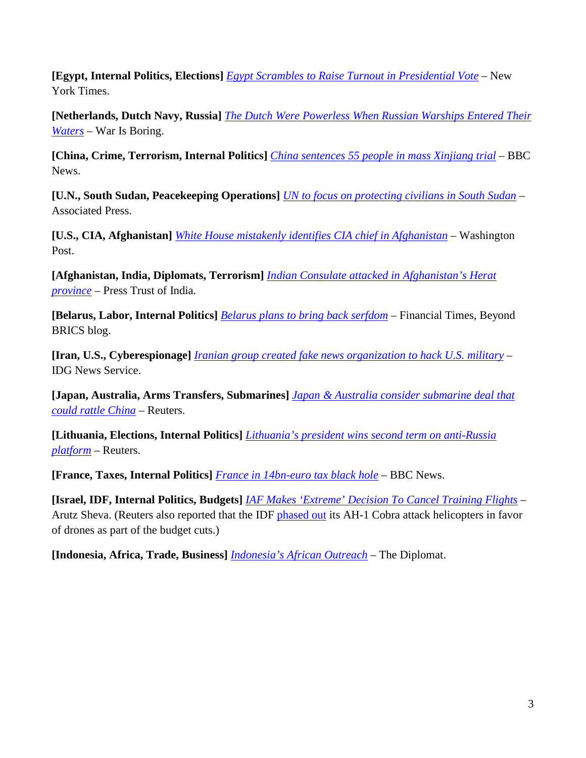**[Egypt, Internal Politics, Elections]** *Egypt Scrambles to Raise Turnout in Presidential Vote* – New York Times.

**[Netherlands, Dutch Navy, Russia]** *The Dutch Were Powerless When Russian Warships Entered Their Waters* – War Is Boring.

**[China, Crime, Terrorism, Internal Politics]** *China sentences 55 people in mass Xinjiang trial* – BBC News.

**[U.N., South Sudan, Peacekeeping Operations]** *UN to focus on protecting civilians in South Sudan* – Associated Press.

**[U.S., CIA, Afghanistan]** *White House mistakenly identifies CIA chief in Afghanistan* – Washington Post.

**[Afghanistan, India, Diplomats, Terrorism]** *Indian Consulate attacked in Afghanistan's Herat province* – Press Trust of India.

**[Belarus, Labor, Internal Politics]** *Belarus plans to bring back serfdom* – Financial Times, Beyond BRICS blog.

**[Iran, U.S., Cyberespionage]** *Iranian group created fake news organization to hack U.S. military* – IDG News Service.

**[Japan, Australia, Arms Transfers, Submarines]** *Japan & Australia consider submarine deal that could rattle China* – Reuters.

**[Lithuania, Elections, Internal Politics]** *Lithuania's president wins second term on anti-Russia platform* – Reuters.

**[France, Taxes, Internal Politics]** *France in 14bn-euro tax black hole* – BBC News.

**[Israel, IDF, Internal Politics, Budgets]** *IAF Makes 'Extreme' Decision To Cancel Training Flights* – Arutz Sheva. (Reuters also reported that the IDF phased out its AH-1 Cobra attack helicopters in favor of drones as part of the budget cuts.)

**[Indonesia, Africa, Trade, Business]** *Indonesia's African Outreach* – The Diplomat.